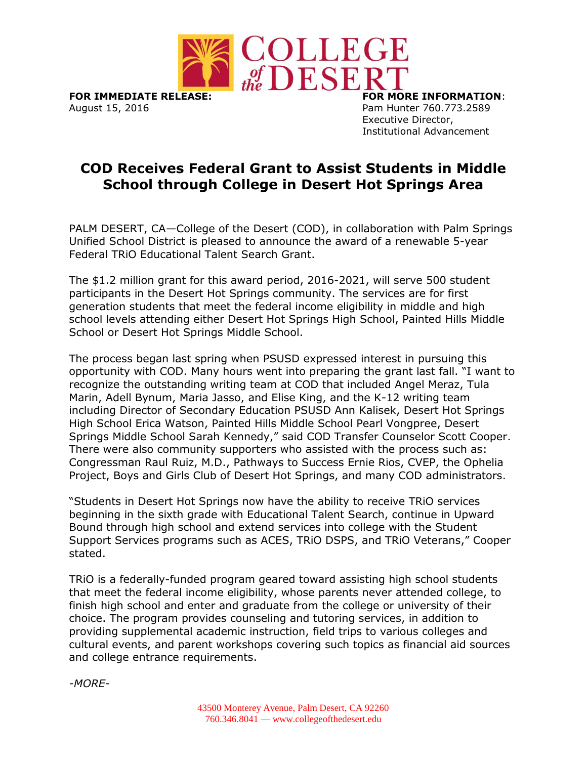**FOR IMMEDIATE RELEASE:**
August 15, 2016

**FOR MORE INFORMATION**:
Pam Hunter 760.773.2589
Executive Director,
Institutional Advancement

# COD Receives Federal Grant to Assist Students in Middle School through College in Desert Hot Springs Area

PALM DESERT, CA—College of the Desert (COD), in collaboration with Palm Springs Unified School District is pleased to announce the award of a renewable 5-year Federal TRiO Educational Talent Search Grant.

The $1.2 million grant for this award period, 2016-2021, will serve 500 student participants in the Desert Hot Springs community. The services are for first generation students that meet the federal income eligibility in middle and high school levels attending either Desert Hot Springs High School, Painted Hills Middle School or Desert Hot Springs Middle School.

The process began last spring when PSUSD expressed interest in pursuing this opportunity with COD. Many hours went into preparing the grant last fall. "I want to recognize the outstanding writing team at COD that included Angel Meraz, Tula Marin, Adell Bynum, Maria Jasso, and Elise King, and the K-12 writing team including Director of Secondary Education PSUSD Ann Kalisek, Desert Hot Springs High School Erica Watson, Painted Hills Middle School Pearl Vongpree, Desert Springs Middle School Sarah Kennedy," said COD Transfer Counselor Scott Cooper. There were also community supporters who assisted with the process such as: Congressman Raul Ruiz, M.D., Pathways to Success Ernie Rios, CVEP, the Ophelia Project, Boys and Girls Club of Desert Hot Springs, and many COD administrators.

"Students in Desert Hot Springs now have the ability to receive TRiO services beginning in the sixth grade with Educational Talent Search, continue in Upward Bound through high school and extend services into college with the Student Support Services programs such as ACES, TRiO DSPS, and TRiO Veterans," Cooper stated.

TRiO is a federally-funded program geared toward assisting high school students that meet the federal income eligibility, whose parents never attended college, to finish high school and enter and graduate from the college or university of their choice. The program provides counseling and tutoring services, in addition to providing supplemental academic instruction, field trips to various colleges and cultural events, and parent workshops covering such topics as financial aid sources and college entrance requirements.

*-MORE-*

43500 Monterey Avenue, Palm Desert, CA 92260
760.346.8041 — www.collegeofthedesert.edu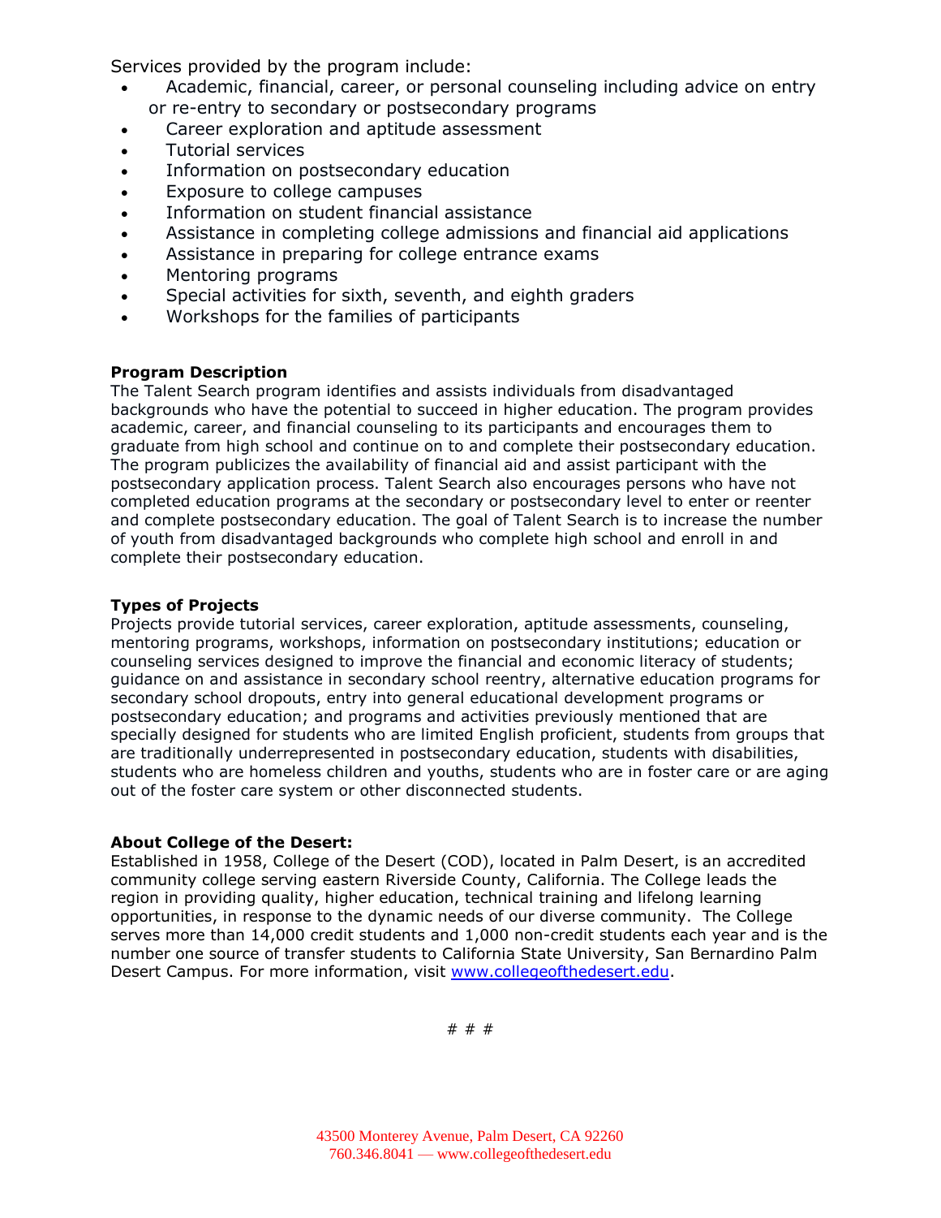Services provided by the program include:

- Academic, financial, career, or personal counseling including advice on entry or re-entry to secondary or postsecondary programs
- Career exploration and aptitude assessment
- Tutorial services
- Information on postsecondary education
- Exposure to college campuses
- Information on student financial assistance
- Assistance in completing college admissions and financial aid applications
- Assistance in preparing for college entrance exams
- Mentoring programs
- Special activities for sixth, seventh, and eighth graders
- Workshops for the families of participants

**Program Description**

The Talent Search program identifies and assists individuals from disadvantaged backgrounds who have the potential to succeed in higher education. The program provides academic, career, and financial counseling to its participants and encourages them to graduate from high school and continue on to and complete their postsecondary education. The program publicizes the availability of financial aid and assist participant with the postsecondary application process. Talent Search also encourages persons who have not completed education programs at the secondary or postsecondary level to enter or reenter and complete postsecondary education. The goal of Talent Search is to increase the number of youth from disadvantaged backgrounds who complete high school and enroll in and complete their postsecondary education.

**Types of Projects**

Projects provide tutorial services, career exploration, aptitude assessments, counseling, mentoring programs, workshops, information on postsecondary institutions; education or counseling services designed to improve the financial and economic literacy of students; guidance on and assistance in secondary school reentry, alternative education programs for secondary school dropouts, entry into general educational development programs or postsecondary education; and programs and activities previously mentioned that are specially designed for students who are limited English proficient, students from groups that are traditionally underrepresented in postsecondary education, students with disabilities, students who are homeless children and youths, students who are in foster care or are aging out of the foster care system or other disconnected students.

**About College of the Desert:**

Established in 1958, College of the Desert (COD), located in Palm Desert, is an accredited community college serving eastern Riverside County, California. The College leads the region in providing quality, higher education, technical training and lifelong learning opportunities, in response to the dynamic needs of our diverse community. The College serves more than 14,000 credit students and 1,000 non-credit students each year and is the number one source of transfer students to California State University, San Bernardino Palm Desert Campus. For more information, visit www.collegeofthedesert.edu.

# # #

43500 Monterey Avenue, Palm Desert, CA 92260
760.346.8041 — www.collegeofthedesert.edu